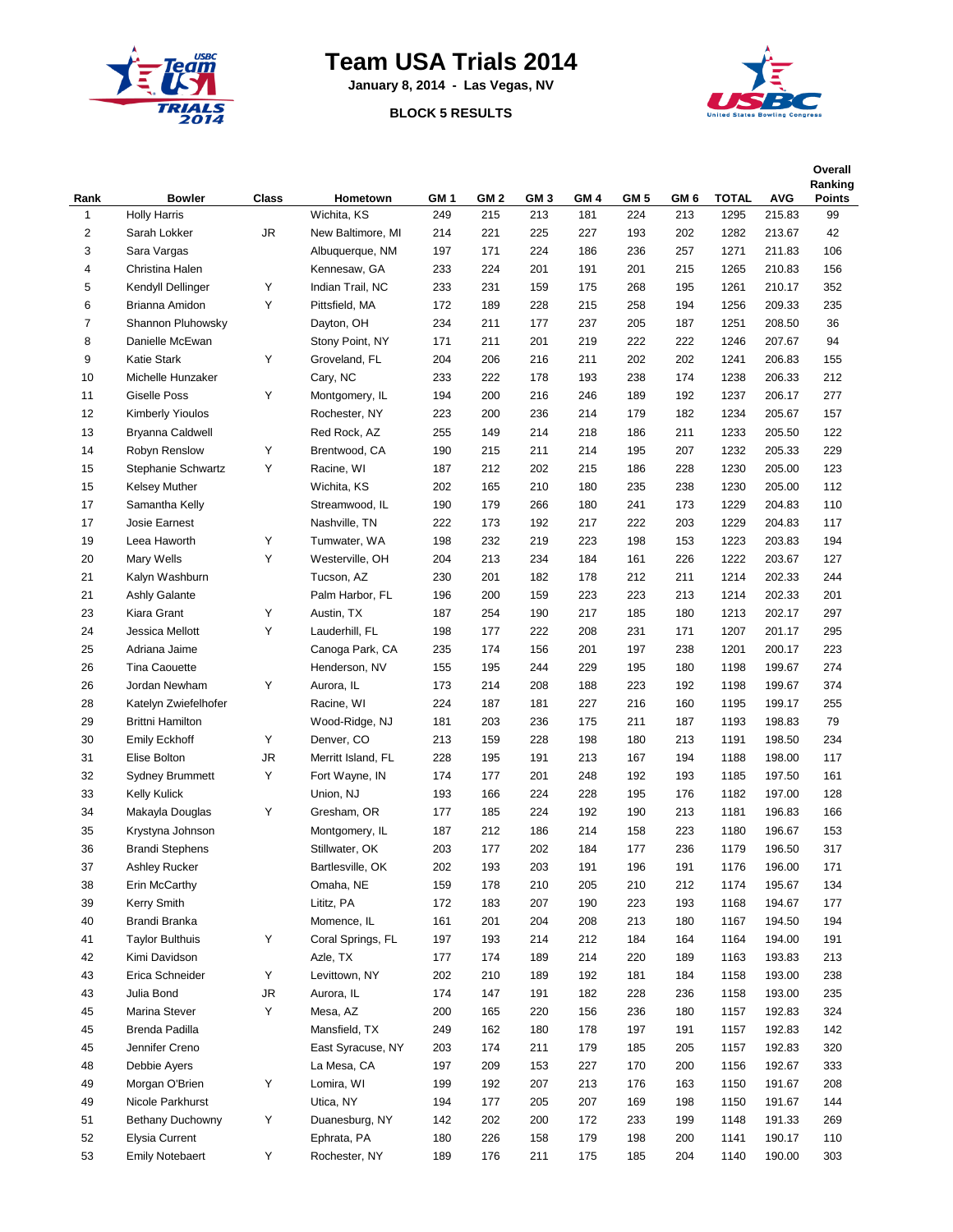# Team USA Trials 2014

**January 8, 2014 - Las Vegas, NV**

**BLOCK 5 RESULTS**

| Rank | Bowler | Class | Hometown | GM 1 | GM 2 | GM 3 | GM 4 | GM 5 | GM 6 | TOTAL | AVG | Overall Ranking Points |
|---|---|---|---|---|---|---|---|---|---|---|---|---|
| 1 | Holly Harris | | Wichita, KS | 249 | 215 | 213 | 181 | 224 | 213 | 1295 | 215.83 | 99 |
| 2 | Sarah Lokker | JR | New Baltimore, MI | 214 | 221 | 225 | 227 | 193 | 202 | 1282 | 213.67 | 42 |
| 3 | Sara Vargas | | Albuquerque, NM | 197 | 171 | 224 | 186 | 236 | 257 | 1271 | 211.83 | 106 |
| 4 | Christina Halen | | Kennesaw, GA | 233 | 224 | 201 | 191 | 201 | 215 | 1265 | 210.83 | 156 |
| 5 | Kendyll Dellinger | Y | Indian Trail, NC | 233 | 231 | 159 | 175 | 268 | 195 | 1261 | 210.17 | 352 |
| 6 | Brianna Amidon | Y | Pittsfield, MA | 172 | 189 | 228 | 215 | 258 | 194 | 1256 | 209.33 | 235 |
| 7 | Shannon Pluhowsky | | Dayton, OH | 234 | 211 | 177 | 237 | 205 | 187 | 1251 | 208.50 | 36 |
| 8 | Danielle McEwan | | Stony Point, NY | 171 | 211 | 201 | 219 | 222 | 222 | 1246 | 207.67 | 94 |
| 9 | Katie Stark | Y | Groveland, FL | 204 | 206 | 216 | 211 | 202 | 202 | 1241 | 206.83 | 155 |
| 10 | Michelle Hunzaker | | Cary, NC | 233 | 222 | 178 | 193 | 238 | 174 | 1238 | 206.33 | 212 |
| 11 | Giselle Poss | Y | Montgomery, IL | 194 | 200 | 216 | 246 | 189 | 192 | 1237 | 206.17 | 277 |
| 12 | Kimberly Yioulos | | Rochester, NY | 223 | 200 | 236 | 214 | 179 | 182 | 1234 | 205.67 | 157 |
| 13 | Bryanna Caldwell | | Red Rock, AZ | 255 | 149 | 214 | 218 | 186 | 211 | 1233 | 205.50 | 122 |
| 14 | Robyn Renslow | Y | Brentwood, CA | 190 | 215 | 211 | 214 | 195 | 207 | 1232 | 205.33 | 229 |
| 15 | Stephanie Schwartz | Y | Racine, WI | 187 | 212 | 202 | 215 | 186 | 228 | 1230 | 205.00 | 123 |
| 15 | Kelsey Muther | | Wichita, KS | 202 | 165 | 210 | 180 | 235 | 238 | 1230 | 205.00 | 112 |
| 17 | Samantha Kelly | | Streamwood, IL | 190 | 179 | 266 | 180 | 241 | 173 | 1229 | 204.83 | 110 |
| 17 | Josie Earnest | | Nashville, TN | 222 | 173 | 192 | 217 | 222 | 203 | 1229 | 204.83 | 117 |
| 19 | Leea Haworth | Y | Tumwater, WA | 198 | 232 | 219 | 223 | 198 | 153 | 1223 | 203.83 | 194 |
| 20 | Mary Wells | Y | Westerville, OH | 204 | 213 | 234 | 184 | 161 | 226 | 1222 | 203.67 | 127 |
| 21 | Kalyn Washburn | | Tucson, AZ | 230 | 201 | 182 | 178 | 212 | 211 | 1214 | 202.33 | 244 |
| 21 | Ashly Galante | | Palm Harbor, FL | 196 | 200 | 159 | 223 | 223 | 213 | 1214 | 202.33 | 201 |
| 23 | Kiara Grant | Y | Austin, TX | 187 | 254 | 190 | 217 | 185 | 180 | 1213 | 202.17 | 297 |
| 24 | Jessica Mellott | Y | Lauderhill, FL | 198 | 177 | 222 | 208 | 231 | 171 | 1207 | 201.17 | 295 |
| 25 | Adriana Jaime | | Canoga Park, CA | 235 | 174 | 156 | 201 | 197 | 238 | 1201 | 200.17 | 223 |
| 26 | Tina Caouette | | Henderson, NV | 155 | 195 | 244 | 229 | 195 | 180 | 1198 | 199.67 | 274 |
| 26 | Jordan Newham | Y | Aurora, IL | 173 | 214 | 208 | 188 | 223 | 192 | 1198 | 199.67 | 374 |
| 28 | Katelyn Zwiefelhofer | | Racine, WI | 224 | 187 | 181 | 227 | 216 | 160 | 1195 | 199.17 | 255 |
| 29 | Brittni Hamilton | | Wood-Ridge, NJ | 181 | 203 | 236 | 175 | 211 | 187 | 1193 | 198.83 | 79 |
| 30 | Emily Eckhoff | Y | Denver, CO | 213 | 159 | 228 | 198 | 180 | 213 | 1191 | 198.50 | 234 |
| 31 | Elise Bolton | JR | Merritt Island, FL | 228 | 195 | 191 | 213 | 167 | 194 | 1188 | 198.00 | 117 |
| 32 | Sydney Brummett | Y | Fort Wayne, IN | 174 | 177 | 201 | 248 | 192 | 193 | 1185 | 197.50 | 161 |
| 33 | Kelly Kulick | | Union, NJ | 193 | 166 | 224 | 228 | 195 | 176 | 1182 | 197.00 | 128 |
| 34 | Makayla Douglas | Y | Gresham, OR | 177 | 185 | 224 | 192 | 190 | 213 | 1181 | 196.83 | 166 |
| 35 | Krystyna Johnson | | Montgomery, IL | 187 | 212 | 186 | 214 | 158 | 223 | 1180 | 196.67 | 153 |
| 36 | Brandi Stephens | | Stillwater, OK | 203 | 177 | 202 | 184 | 177 | 236 | 1179 | 196.50 | 317 |
| 37 | Ashley Rucker | | Bartlesville, OK | 202 | 193 | 203 | 191 | 196 | 191 | 1176 | 196.00 | 171 |
| 38 | Erin McCarthy | | Omaha, NE | 159 | 178 | 210 | 205 | 210 | 212 | 1174 | 195.67 | 134 |
| 39 | Kerry Smith | | Lititz, PA | 172 | 183 | 207 | 190 | 223 | 193 | 1168 | 194.67 | 177 |
| 40 | Brandi Branka | | Momence, IL | 161 | 201 | 204 | 208 | 213 | 180 | 1167 | 194.50 | 194 |
| 41 | Taylor Bulthuis | Y | Coral Springs, FL | 197 | 193 | 214 | 212 | 184 | 164 | 1164 | 194.00 | 191 |
| 42 | Kimi Davidson | | Azle, TX | 177 | 174 | 189 | 214 | 220 | 189 | 1163 | 193.83 | 213 |
| 43 | Erica Schneider | Y | Levittown, NY | 202 | 210 | 189 | 192 | 181 | 184 | 1158 | 193.00 | 238 |
| 43 | Julia Bond | JR | Aurora, IL | 174 | 147 | 191 | 182 | 228 | 236 | 1158 | 193.00 | 235 |
| 45 | Marina Stever | Y | Mesa, AZ | 200 | 165 | 220 | 156 | 236 | 180 | 1157 | 192.83 | 324 |
| 45 | Brenda Padilla | | Mansfield, TX | 249 | 162 | 180 | 178 | 197 | 191 | 1157 | 192.83 | 142 |
| 45 | Jennifer Creno | | East Syracuse, NY | 203 | 174 | 211 | 179 | 185 | 205 | 1157 | 192.83 | 320 |
| 48 | Debbie Ayers | | La Mesa, CA | 197 | 209 | 153 | 227 | 170 | 200 | 1156 | 192.67 | 333 |
| 49 | Morgan O'Brien | Y | Lomira, WI | 199 | 192 | 207 | 213 | 176 | 163 | 1150 | 191.67 | 208 |
| 49 | Nicole Parkhurst | | Utica, NY | 194 | 177 | 205 | 207 | 169 | 198 | 1150 | 191.67 | 144 |
| 51 | Bethany Duchowny | Y | Duanesburg, NY | 142 | 202 | 200 | 172 | 233 | 199 | 1148 | 191.33 | 269 |
| 52 | Elysia Current | | Ephrata, PA | 180 | 226 | 158 | 179 | 198 | 200 | 1141 | 190.17 | 110 |
| 53 | Emily Notebaert | Y | Rochester, NY | 189 | 176 | 211 | 175 | 185 | 204 | 1140 | 190.00 | 303 |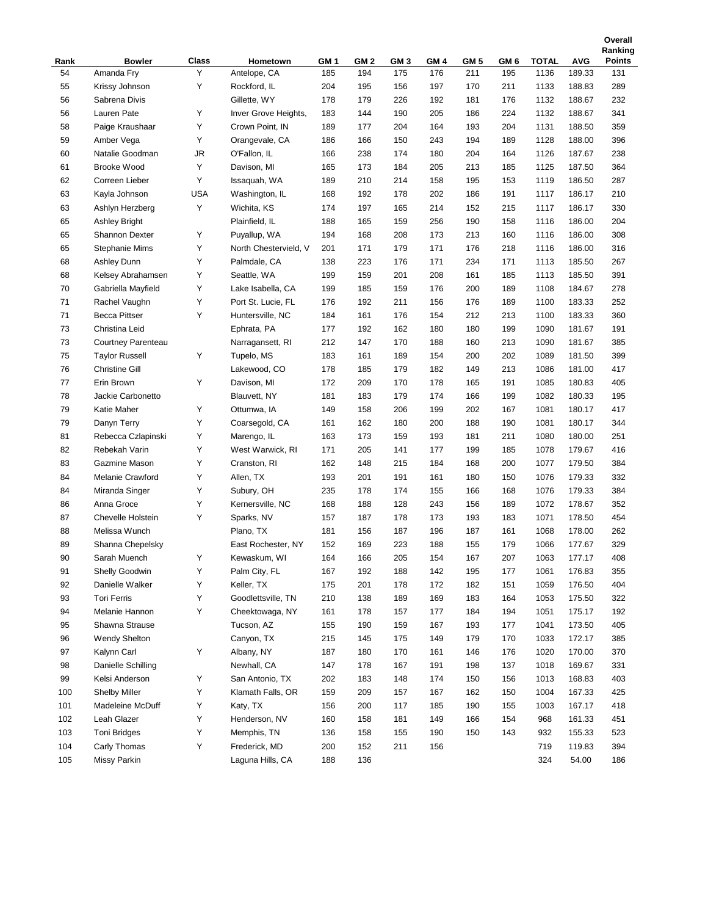| Rank | Bowler | Class | Hometown | GM 1 | GM 2 | GM 3 | GM 4 | GM 5 | GM 6 | TOTAL | AVG | Overall Ranking Points |
|---|---|---|---|---|---|---|---|---|---|---|---|---|
| 54 | Amanda Fry | Y | Antelope, CA | 185 | 194 | 175 | 176 | 211 | 195 | 1136 | 189.33 | 131 |
| 55 | Krissy Johnson | Y | Rockford, IL | 204 | 195 | 156 | 197 | 170 | 211 | 1133 | 188.83 | 289 |
| 56 | Sabrena Divis | | Gillette, WY | 178 | 179 | 226 | 192 | 181 | 176 | 1132 | 188.67 | 232 |
| 56 | Lauren Pate | Y | Inver Grove Heights, | 183 | 144 | 190 | 205 | 186 | 224 | 1132 | 188.67 | 341 |
| 58 | Paige Kraushaar | Y | Crown Point, IN | 189 | 177 | 204 | 164 | 193 | 204 | 1131 | 188.50 | 359 |
| 59 | Amber Vega | Y | Orangevale, CA | 186 | 166 | 150 | 243 | 194 | 189 | 1128 | 188.00 | 396 |
| 60 | Natalie Goodman | JR | O'Fallon, IL | 166 | 238 | 174 | 180 | 204 | 164 | 1126 | 187.67 | 238 |
| 61 | Brooke Wood | Y | Davison, MI | 165 | 173 | 184 | 205 | 213 | 185 | 1125 | 187.50 | 364 |
| 62 | Correen Lieber | Y | Issaquah, WA | 189 | 210 | 214 | 158 | 195 | 153 | 1119 | 186.50 | 287 |
| 63 | Kayla Johnson | USA | Washington, IL | 168 | 192 | 178 | 202 | 186 | 191 | 1117 | 186.17 | 210 |
| 63 | Ashlyn Herzberg | Y | Wichita, KS | 174 | 197 | 165 | 214 | 152 | 215 | 1117 | 186.17 | 330 |
| 65 | Ashley Bright | | Plainfield, IL | 188 | 165 | 159 | 256 | 190 | 158 | 1116 | 186.00 | 204 |
| 65 | Shannon Dexter | Y | Puyallup, WA | 194 | 168 | 208 | 173 | 213 | 160 | 1116 | 186.00 | 308 |
| 65 | Stephanie Mims | Y | North Chestervield, V | 201 | 171 | 179 | 171 | 176 | 218 | 1116 | 186.00 | 316 |
| 68 | Ashley Dunn | Y | Palmdale, CA | 138 | 223 | 176 | 171 | 234 | 171 | 1113 | 185.50 | 267 |
| 68 | Kelsey Abrahamsen | Y | Seattle, WA | 199 | 159 | 201 | 208 | 161 | 185 | 1113 | 185.50 | 391 |
| 70 | Gabriella Mayfield | Y | Lake Isabella, CA | 199 | 185 | 159 | 176 | 200 | 189 | 1108 | 184.67 | 278 |
| 71 | Rachel Vaughn | Y | Port St. Lucie, FL | 176 | 192 | 211 | 156 | 176 | 189 | 1100 | 183.33 | 252 |
| 71 | Becca Pittser | Y | Huntersville, NC | 184 | 161 | 176 | 154 | 212 | 213 | 1100 | 183.33 | 360 |
| 73 | Christina Leid | | Ephrata, PA | 177 | 192 | 162 | 180 | 180 | 199 | 1090 | 181.67 | 191 |
| 73 | Courtney Parenteau | | Narragansett, RI | 212 | 147 | 170 | 188 | 160 | 213 | 1090 | 181.67 | 385 |
| 75 | Taylor Russell | Y | Tupelo, MS | 183 | 161 | 189 | 154 | 200 | 202 | 1089 | 181.50 | 399 |
| 76 | Christine Gill | | Lakewood, CO | 178 | 185 | 179 | 182 | 149 | 213 | 1086 | 181.00 | 417 |
| 77 | Erin Brown | Y | Davison, MI | 172 | 209 | 170 | 178 | 165 | 191 | 1085 | 180.83 | 405 |
| 78 | Jackie Carbonetto | | Blauvett, NY | 181 | 183 | 179 | 174 | 166 | 199 | 1082 | 180.33 | 195 |
| 79 | Katie Maher | Y | Ottumwa, IA | 149 | 158 | 206 | 199 | 202 | 167 | 1081 | 180.17 | 417 |
| 79 | Danyn Terry | Y | Coarsegold, CA | 161 | 162 | 180 | 200 | 188 | 190 | 1081 | 180.17 | 344 |
| 81 | Rebecca Czlapinski | Y | Marengo, IL | 163 | 173 | 159 | 193 | 181 | 211 | 1080 | 180.00 | 251 |
| 82 | Rebekah Varin | Y | West Warwick, RI | 171 | 205 | 141 | 177 | 199 | 185 | 1078 | 179.67 | 416 |
| 83 | Gazmine Mason | Y | Cranston, RI | 162 | 148 | 215 | 184 | 168 | 200 | 1077 | 179.50 | 384 |
| 84 | Melanie Crawford | Y | Allen, TX | 193 | 201 | 191 | 161 | 180 | 150 | 1076 | 179.33 | 332 |
| 84 | Miranda Singer | Y | Subury, OH | 235 | 178 | 174 | 155 | 166 | 168 | 1076 | 179.33 | 384 |
| 86 | Anna Groce | Y | Kernersville, NC | 168 | 188 | 128 | 243 | 156 | 189 | 1072 | 178.67 | 352 |
| 87 | Chevelle Holstein | Y | Sparks, NV | 157 | 187 | 178 | 173 | 193 | 183 | 1071 | 178.50 | 454 |
| 88 | Melissa Wunch | | Plano, TX | 181 | 156 | 187 | 196 | 187 | 161 | 1068 | 178.00 | 262 |
| 89 | Shanna Chepelsky | | East Rochester, NY | 152 | 169 | 223 | 188 | 155 | 179 | 1066 | 177.67 | 329 |
| 90 | Sarah Muench | Y | Kewaskum, WI | 164 | 166 | 205 | 154 | 167 | 207 | 1063 | 177.17 | 408 |
| 91 | Shelly Goodwin | Y | Palm City, FL | 167 | 192 | 188 | 142 | 195 | 177 | 1061 | 176.83 | 355 |
| 92 | Danielle Walker | Y | Keller, TX | 175 | 201 | 178 | 172 | 182 | 151 | 1059 | 176.50 | 404 |
| 93 | Tori Ferris | Y | Goodlettsville, TN | 210 | 138 | 189 | 169 | 183 | 164 | 1053 | 175.50 | 322 |
| 94 | Melanie Hannon | Y | Cheektowaga, NY | 161 | 178 | 157 | 177 | 184 | 194 | 1051 | 175.17 | 192 |
| 95 | Shawna Strause | | Tucson, AZ | 155 | 190 | 159 | 167 | 193 | 177 | 1041 | 173.50 | 405 |
| 96 | Wendy Shelton | | Canyon, TX | 215 | 145 | 175 | 149 | 179 | 170 | 1033 | 172.17 | 385 |
| 97 | Kalynn Carl | Y | Albany, NY | 187 | 180 | 170 | 161 | 146 | 176 | 1020 | 170.00 | 370 |
| 98 | Danielle Schilling | | Newhall, CA | 147 | 178 | 167 | 191 | 198 | 137 | 1018 | 169.67 | 331 |
| 99 | Kelsi Anderson | Y | San Antonio, TX | 202 | 183 | 148 | 174 | 150 | 156 | 1013 | 168.83 | 403 |
| 100 | Shelby Miller | Y | Klamath Falls, OR | 159 | 209 | 157 | 167 | 162 | 150 | 1004 | 167.33 | 425 |
| 101 | Madeleine McDuff | Y | Katy, TX | 156 | 200 | 117 | 185 | 190 | 155 | 1003 | 167.17 | 418 |
| 102 | Leah Glazer | Y | Henderson, NV | 160 | 158 | 181 | 149 | 166 | 154 | 968 | 161.33 | 451 |
| 103 | Toni Bridges | Y | Memphis, TN | 136 | 158 | 155 | 190 | 150 | 143 | 932 | 155.33 | 523 |
| 104 | Carly Thomas | Y | Frederick, MD | 200 | 152 | 211 | 156 | | | 719 | 119.83 | 394 |
| 105 | Missy Parkin | | Laguna Hills, CA | 188 | 136 | | | | | 324 | 54.00 | 186 |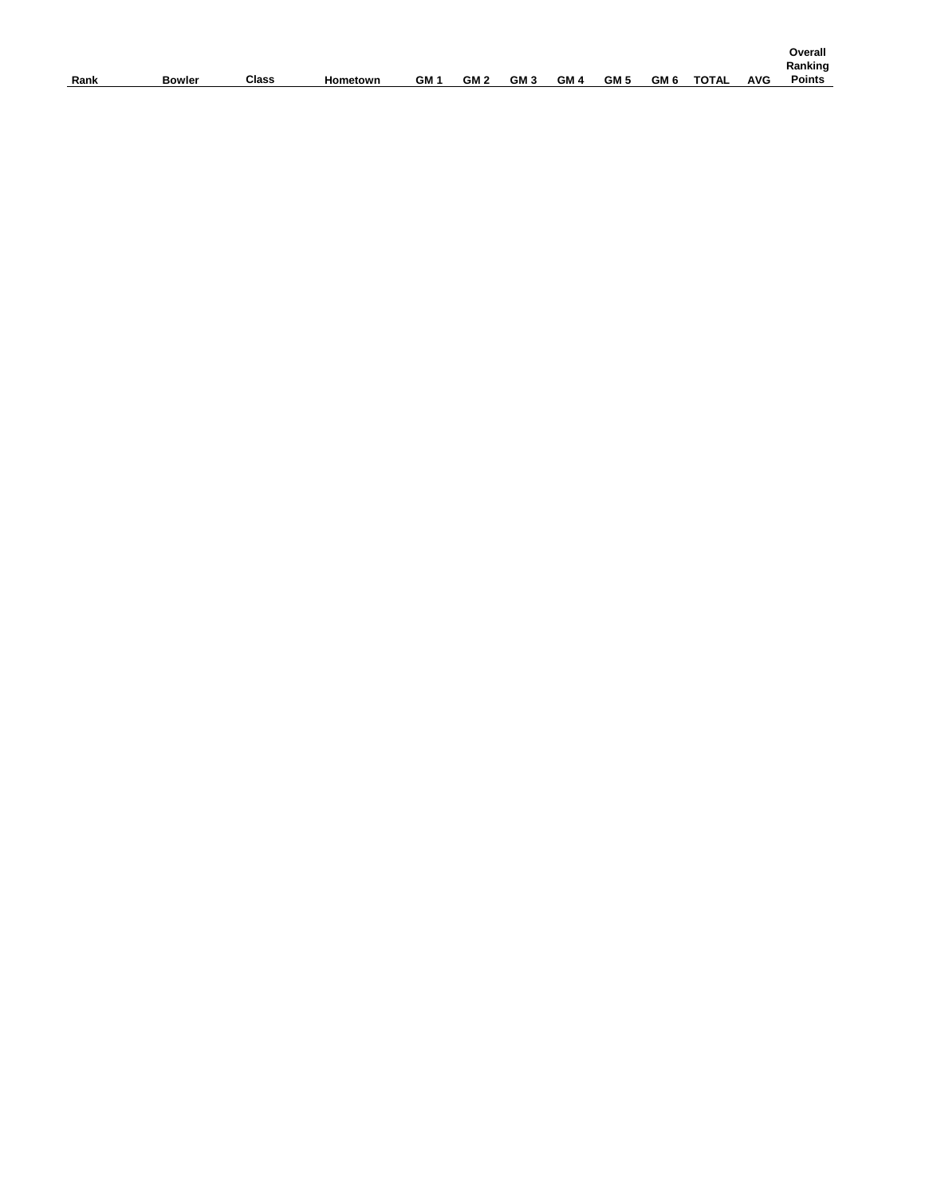| Rank | Bowler | Class | Hometown | GM 1 | GM 2 | GM 3 | GM 4 | GM 5 | GM 6 | TOTAL | AVG | Overall Ranking Points |
|---|---|---|---|---|---|---|---|---|---|---|---|---|